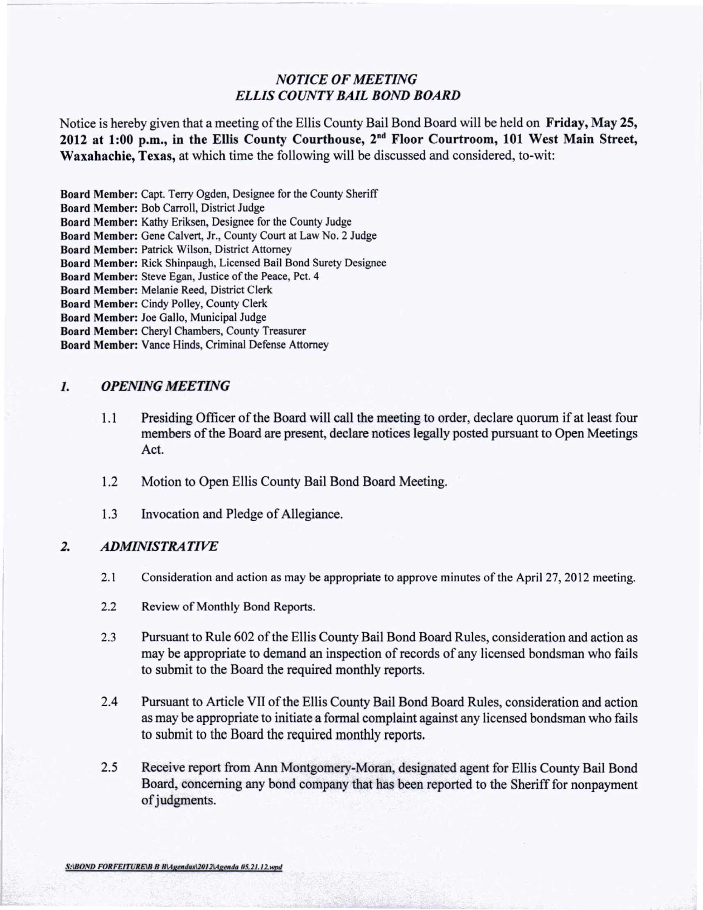## *NOTICE OF MEETING*
## *ELLIS COUNTY BAIL BOND BOARD*

Notice is hereby given that a meeting of the Ellis County Bail Bond Board will be held on **Friday, May 25, 2012 at 1:00 p.m., in the Ellis County Courthouse, 2nd Floor Courtroom, 101 West Main Street, Waxahachie, Texas,** at which time the following will be discussed and considered, to-wit:

**Board Member:** Capt. Terry Ogden, Designee for the County Sheriff
**Board Member:** Bob Carroll, District Judge
**Board Member:** Kathy Eriksen, Designee for the County Judge
**Board Member:** Gene Calvert, Jr., County Court at Law No. 2 Judge
**Board Member:** Patrick Wilson, District Attorney
**Board Member:** Rick Shinpaugh, Licensed Bail Bond Surety Designee
**Board Member:** Steve Egan, Justice of the Peace, Pct. 4
**Board Member:** Melanie Reed, District Clerk
**Board Member:** Cindy Polley, County Clerk
**Board Member:** Joe Gallo, Municipal Judge
**Board Member:** Cheryl Chambers, County Treasurer
**Board Member:** Vance Hinds, Criminal Defense Attorney

### *1. OPENING MEETING*

1.1 Presiding Officer of the Board will call the meeting to order, declare quorum if at least four members of the Board are present, declare notices legally posted pursuant to Open Meetings Act.

1.2 Motion to Open Ellis County Bail Bond Board Meeting.

1.3 Invocation and Pledge of Allegiance.

### *2. ADMINISTRATIVE*

2.1 Consideration and action as may be appropriate to approve minutes of the April 27, 2012 meeting.

2.2 Review of Monthly Bond Reports.

2.3 Pursuant to Rule 602 of the Ellis County Bail Bond Board Rules, consideration and action as may be appropriate to demand an inspection of records of any licensed bondsman who fails to submit to the Board the required monthly reports.

2.4 Pursuant to Article VII of the Ellis County Bail Bond Board Rules, consideration and action as may be appropriate to initiate a formal complaint against any licensed bondsman who fails to submit to the Board the required monthly reports.

2.5 Receive report from Ann Montgomery-Moran, designated agent for Ellis County Bail Bond Board, concerning any bond company that has been reported to the Sheriff for nonpayment of judgments.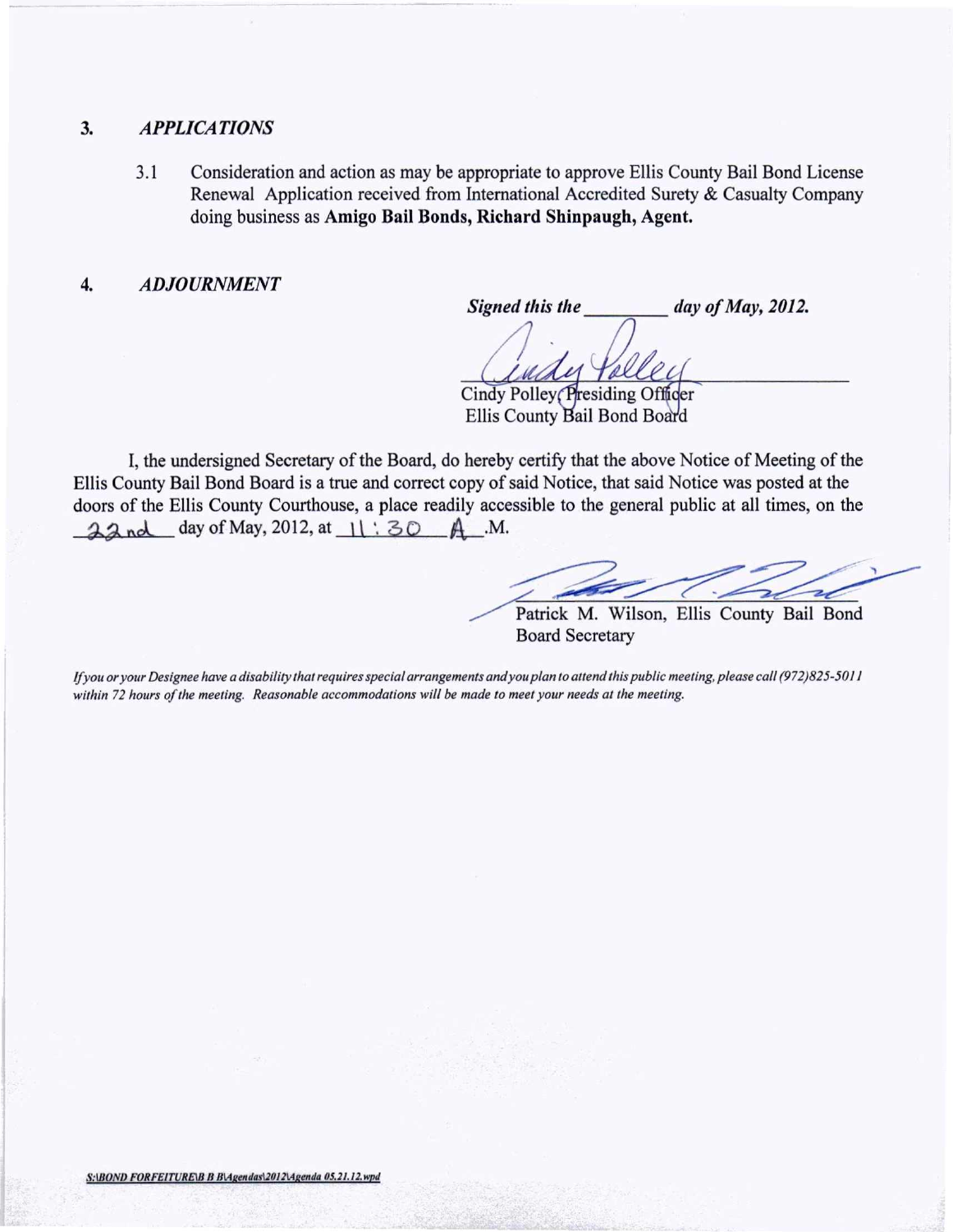3. ***APPLICATIONS***

   3.1 Consideration and action as may be appropriate to approve Ellis County Bail Bond License Renewal Application received from International Accredited Surety & Casualty Company doing business as **Amigo Bail Bonds, Richard Shinpaugh, Agent.**

4. ***ADJOURNMENT***

***Signed this the \_\_\_\_\_\_\_\_ day of May, 2012.***

Cindy Polley, Presiding Officer
Ellis County Bail Bond Board

I, the undersigned Secretary of the Board, do hereby certify that the above Notice of Meeting of the Ellis County Bail Bond Board is a true and correct copy of said Notice, that said Notice was posted at the doors of the Ellis County Courthouse, a place readily accessible to the general public at all times, on the 22nd day of May, 2012, at 11:30 A.M.

Patrick M. Wilson, Ellis County Bail Bond Board Secretary

*If you or your Designee have a disability that requires special arrangements and you plan to attend this public meeting, please call (972)825-5011 within 72 hours of the meeting. Reasonable accommodations will be made to meet your needs at the meeting.*

S:\BOND FORFEITURE\B B B\Agendas\2012\Agenda 05.21.12.wpd